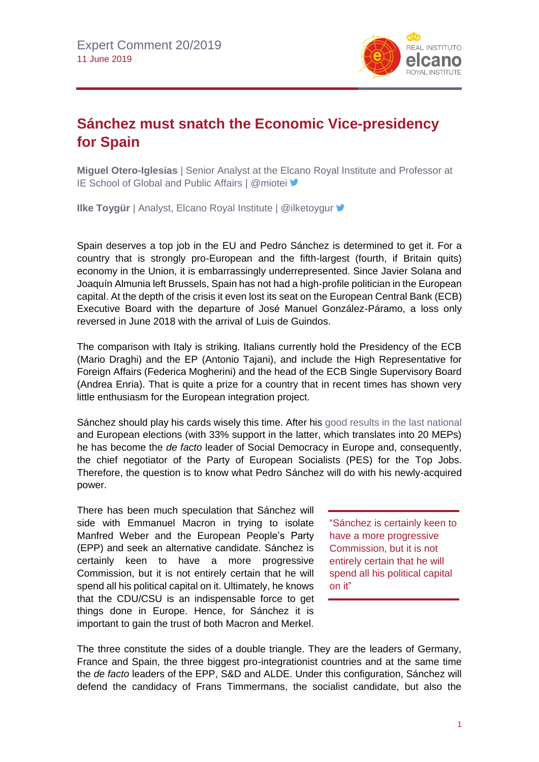Expert Comment 20/2019
11 June 2019

# Sánchez must snatch the Economic Vice-presidency for Spain

**Miguel Otero-Iglesias** | Senior Analyst at the Elcano Royal Institute and Professor at IE School of Global and Public Affairs | @miotei

**Ilke Toygür** | Analyst, Elcano Royal Institute | @ilketoygur

Spain deserves a top job in the EU and Pedro Sánchez is determined to get it. For a country that is strongly pro-European and the fifth-largest (fourth, if Britain quits) economy in the Union, it is embarrassingly underrepresented. Since Javier Solana and Joaquín Almunia left Brussels, Spain has not had a high-profile politician in the European capital. At the depth of the crisis it even lost its seat on the European Central Bank (ECB) Executive Board with the departure of José Manuel González-Páramo, a loss only reversed in June 2018 with the arrival of Luis de Guindos.

The comparison with Italy is striking. Italians currently hold the Presidency of the ECB (Mario Draghi) and the EP (Antonio Tajani), and include the High Representative for Foreign Affairs (Federica Mogherini) and the head of the ECB Single Supervisory Board (Andrea Enria). That is quite a prize for a country that in recent times has shown very little enthusiasm for the European integration project.

Sánchez should play his cards wisely this time. After his good results in the last national and European elections (with 33% support in the latter, which translates into 20 MEPs) he has become the *de facto* leader of Social Democracy in Europe and, consequently, the chief negotiator of the Party of European Socialists (PES) for the Top Jobs. Therefore, the question is to know what Pedro Sánchez will do with his newly-acquired power.

There has been much speculation that Sánchez will side with Emmanuel Macron in trying to isolate Manfred Weber and the European People's Party (EPP) and seek an alternative candidate. Sánchez is certainly keen to have a more progressive Commission, but it is not entirely certain that he will spend all his political capital on it. Ultimately, he knows that the CDU/CSU is an indispensable force to get things done in Europe. Hence, for Sánchez it is important to gain the trust of both Macron and Merkel.

> "Sánchez is certainly keen to have a more progressive Commission, but it is not entirely certain that he will spend all his political capital on it"

The three constitute the sides of a double triangle. They are the leaders of Germany, France and Spain, the three biggest pro-integrationist countries and at the same time the *de facto* leaders of the EPP, S&D and ALDE. Under this configuration, Sánchez will defend the candidacy of Frans Timmermans, the socialist candidate, but also the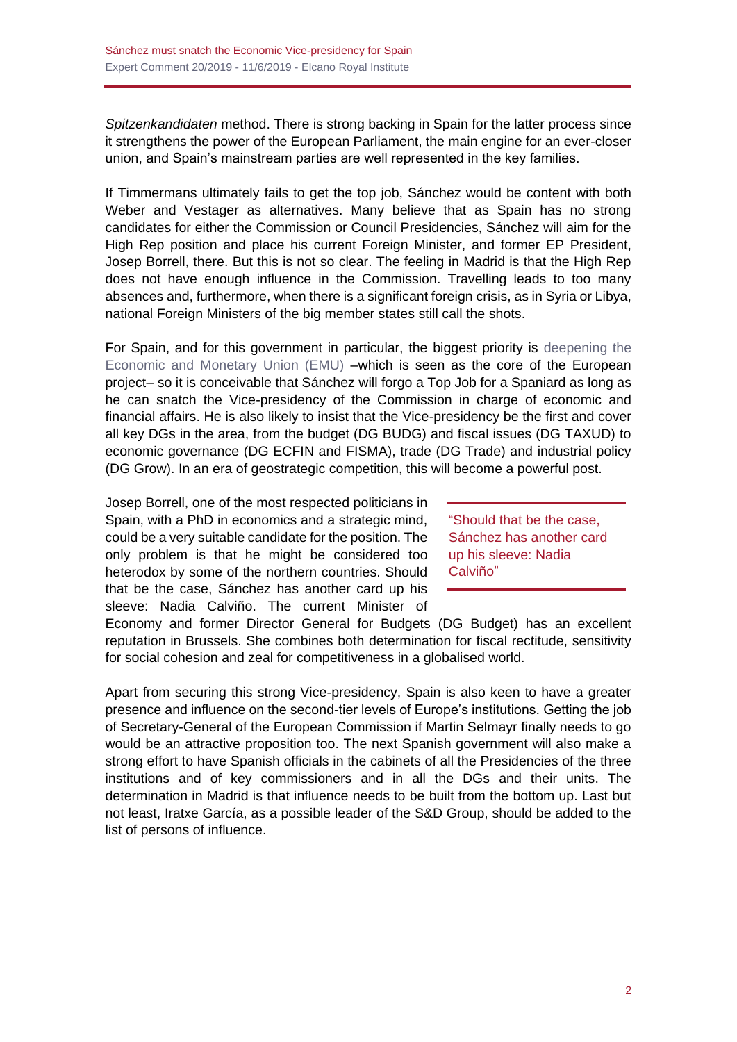*Spitzenkandidaten* method. There is strong backing in Spain for the latter process since it strengthens the power of the European Parliament, the main engine for an ever-closer union, and Spain's mainstream parties are well represented in the key families.

If Timmermans ultimately fails to get the top job, Sánchez would be content with both Weber and Vestager as alternatives. Many believe that as Spain has no strong candidates for either the Commission or Council Presidencies, Sánchez will aim for the High Rep position and place his current Foreign Minister, and former EP President, Josep Borrell, there. But this is not so clear. The feeling in Madrid is that the High Rep does not have enough influence in the Commission. Travelling leads to too many absences and, furthermore, when there is a significant foreign crisis, as in Syria or Libya, national Foreign Ministers of the big member states still call the shots.

For Spain, and for this government in particular, the biggest priority is deepening the Economic and Monetary Union (EMU) –which is seen as the core of the European project– so it is conceivable that Sánchez will forgo a Top Job for a Spaniard as long as he can snatch the Vice-presidency of the Commission in charge of economic and financial affairs. He is also likely to insist that the Vice-presidency be the first and cover all key DGs in the area, from the budget (DG BUDG) and fiscal issues (DG TAXUD) to economic governance (DG ECFIN and FISMA), trade (DG Trade) and industrial policy (DG Grow). In an era of geostrategic competition, this will become a powerful post.

Josep Borrell, one of the most respected politicians in Spain, with a PhD in economics and a strategic mind, could be a very suitable candidate for the position. The only problem is that he might be considered too heterodox by some of the northern countries. Should that be the case, Sánchez has another card up his sleeve: Nadia Calviño. The current Minister of Economy and former Director General for Budgets (DG Budget) has an excellent reputation in Brussels. She combines both determination for fiscal rectitude, sensitivity for social cohesion and zeal for competitiveness in a globalised world.

> "Should that be the case, Sánchez has another card up his sleeve: Nadia Calviño"

Apart from securing this strong Vice-presidency, Spain is also keen to have a greater presence and influence on the second-tier levels of Europe's institutions. Getting the job of Secretary-General of the European Commission if Martin Selmayr finally needs to go would be an attractive proposition too. The next Spanish government will also make a strong effort to have Spanish officials in the cabinets of all the Presidencies of the three institutions and of key commissioners and in all the DGs and their units. The determination in Madrid is that influence needs to be built from the bottom up. Last but not least, Iratxe García, as a possible leader of the S&D Group, should be added to the list of persons of influence.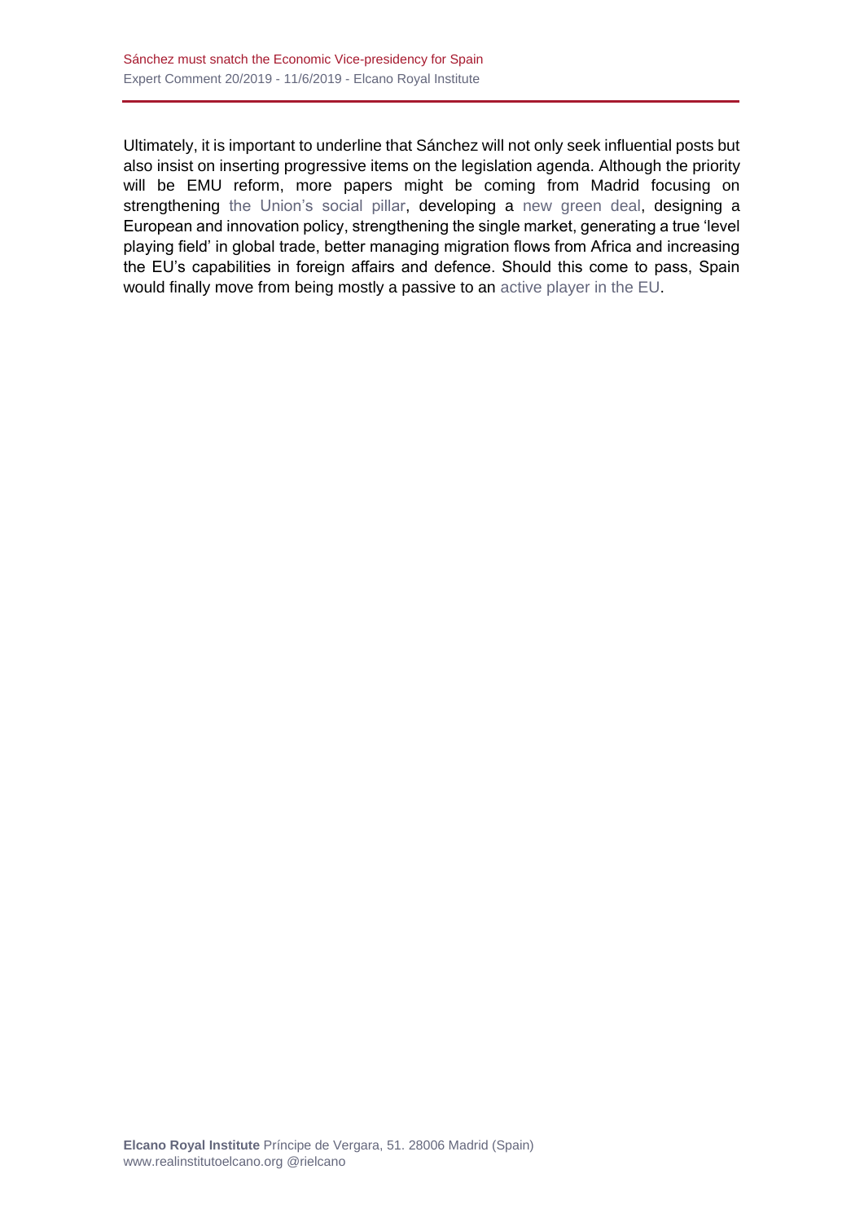Ultimately, it is important to underline that Sánchez will not only seek influential posts but also insist on inserting progressive items on the legislation agenda. Although the priority will be EMU reform, more papers might be coming from Madrid focusing on strengthening the Union's social pillar, developing a new green deal, designing a European and innovation policy, strengthening the single market, generating a true 'level playing field' in global trade, better managing migration flows from Africa and increasing the EU's capabilities in foreign affairs and defence. Should this come to pass, Spain would finally move from being mostly a passive to an active player in the EU.